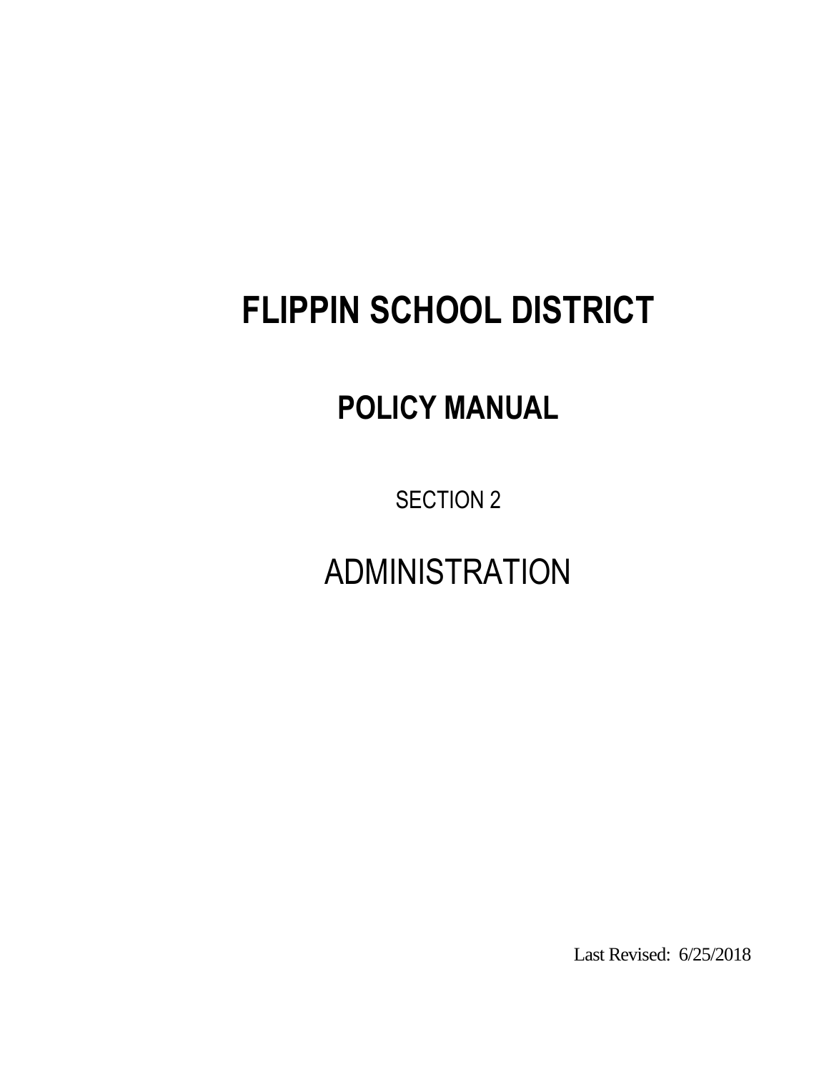# FLIPPIN SCHOOL DISTRICT

## POLICY MANUAL

SECTION 2

ADMINISTRATION

Last Revised: 6/25/2018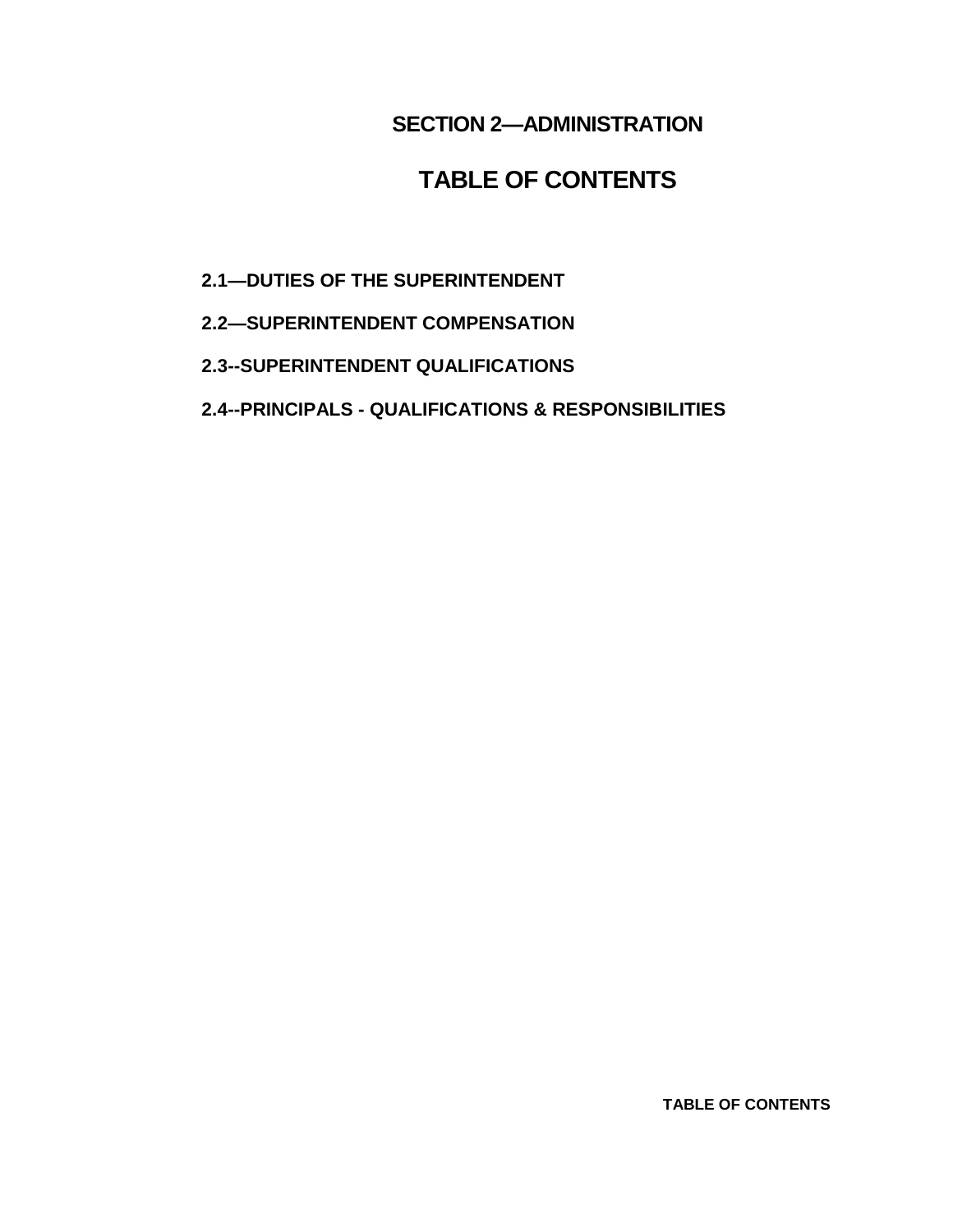# SECTION 2—ADMINISTRATION

## TABLE OF CONTENTS

**2.1—DUTIES OF THE SUPERINTENDENT**

**2.2—SUPERINTENDENT COMPENSATION**

**2.3--SUPERINTENDENT QUALIFICATIONS**

**2.4--PRINCIPALS - QUALIFICATIONS & RESPONSIBILITIES**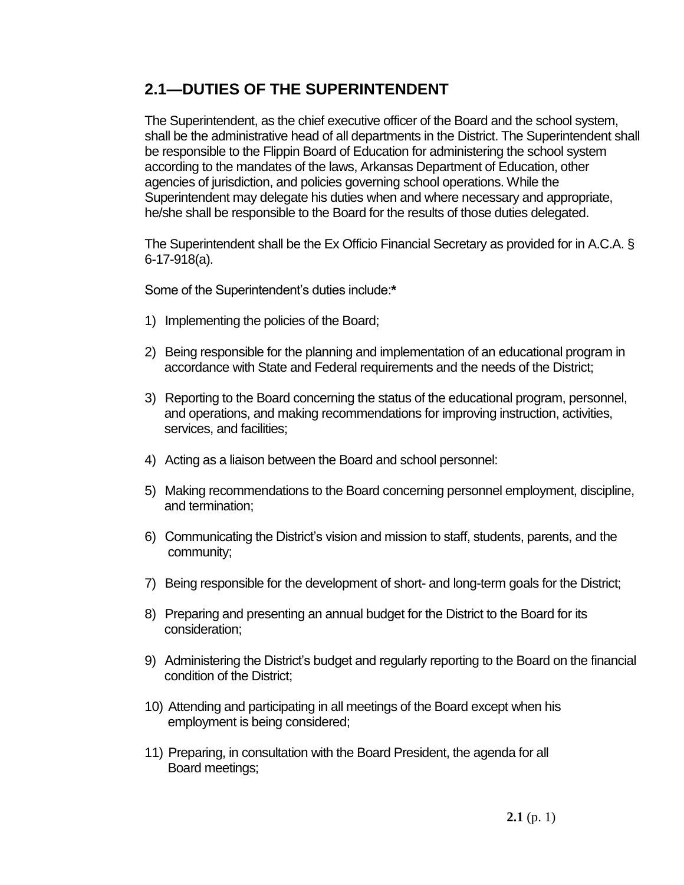## 2.1—DUTIES OF THE SUPERINTENDENT

The Superintendent, as the chief executive officer of the Board and the school system, shall be the administrative head of all departments in the District. The Superintendent shall be responsible to the Flippin Board of Education for administering the school system according to the mandates of the laws, Arkansas Department of Education, other agencies of jurisdiction, and policies governing school operations. While the Superintendent may delegate his duties when and where necessary and appropriate, he/she shall be responsible to the Board for the results of those duties delegated.

The Superintendent shall be the Ex Officio Financial Secretary as provided for in A.C.A. § 6-17-918(a).

Some of the Superintendent's duties include:**\***

1) Implementing the policies of the Board;

2) Being responsible for the planning and implementation of an educational program in accordance with State and Federal requirements and the needs of the District;

3) Reporting to the Board concerning the status of the educational program, personnel, and operations, and making recommendations for improving instruction, activities, services, and facilities;

4) Acting as a liaison between the Board and school personnel:

5) Making recommendations to the Board concerning personnel employment, discipline, and termination;

6) Communicating the District's vision and mission to staff, students, parents, and the community;

7) Being responsible for the development of short- and long-term goals for the District;

8) Preparing and presenting an annual budget for the District to the Board for its consideration;

9) Administering the District's budget and regularly reporting to the Board on the financial condition of the District;

10) Attending and participating in all meetings of the Board except when his employment is being considered;

11) Preparing, in consultation with the Board President, the agenda for all Board meetings;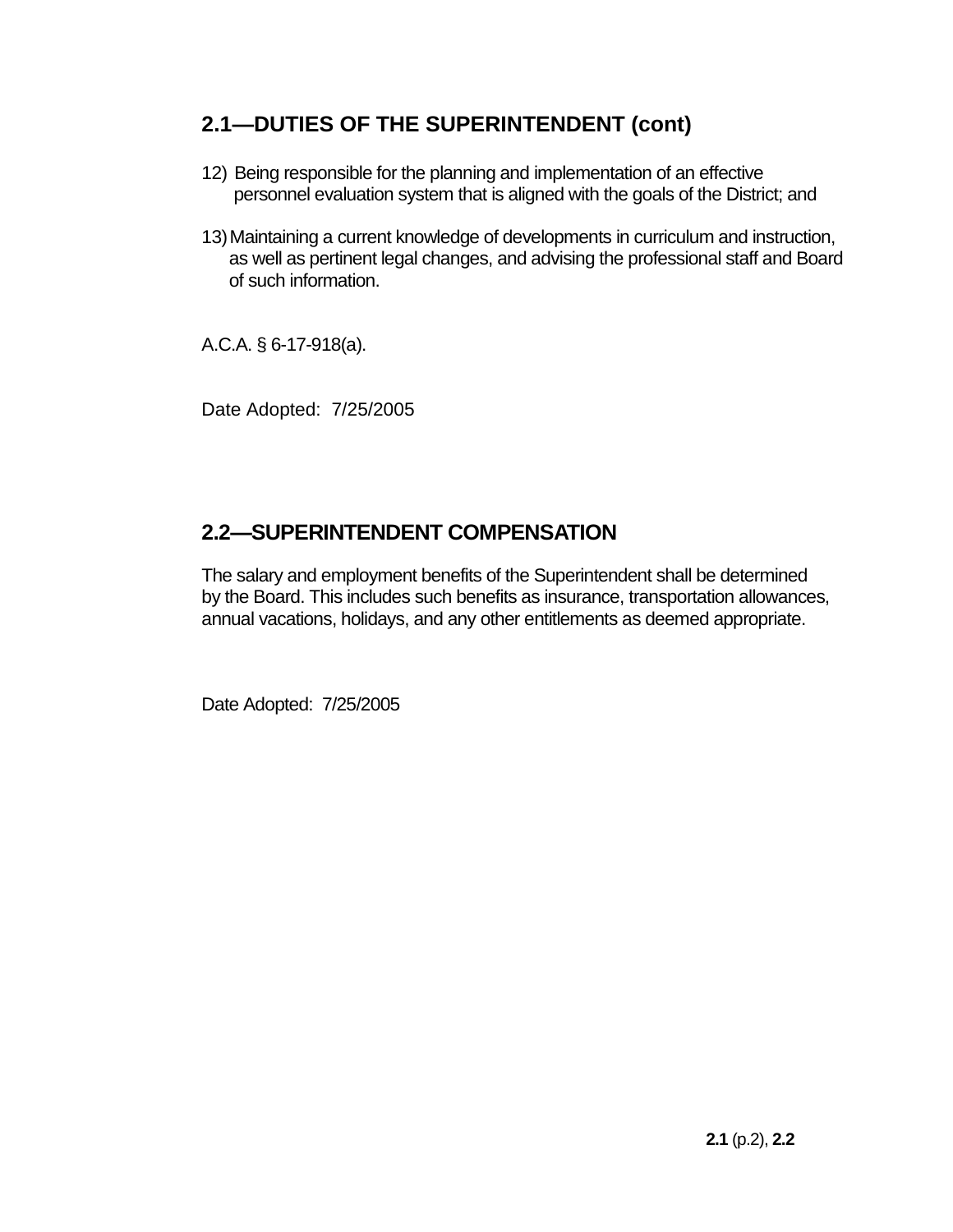## 2.1—DUTIES OF THE SUPERINTENDENT (cont)

12) Being responsible for the planning and implementation of an effective personnel evaluation system that is aligned with the goals of the District; and

13) Maintaining a current knowledge of developments in curriculum and instruction, as well as pertinent legal changes, and advising the professional staff and Board of such information.

A.C.A. § 6-17-918(a).

Date Adopted: 7/25/2005

## 2.2—SUPERINTENDENT COMPENSATION

The salary and employment benefits of the Superintendent shall be determined by the Board. This includes such benefits as insurance, transportation allowances, annual vacations, holidays, and any other entitlements as deemed appropriate.

Date Adopted: 7/25/2005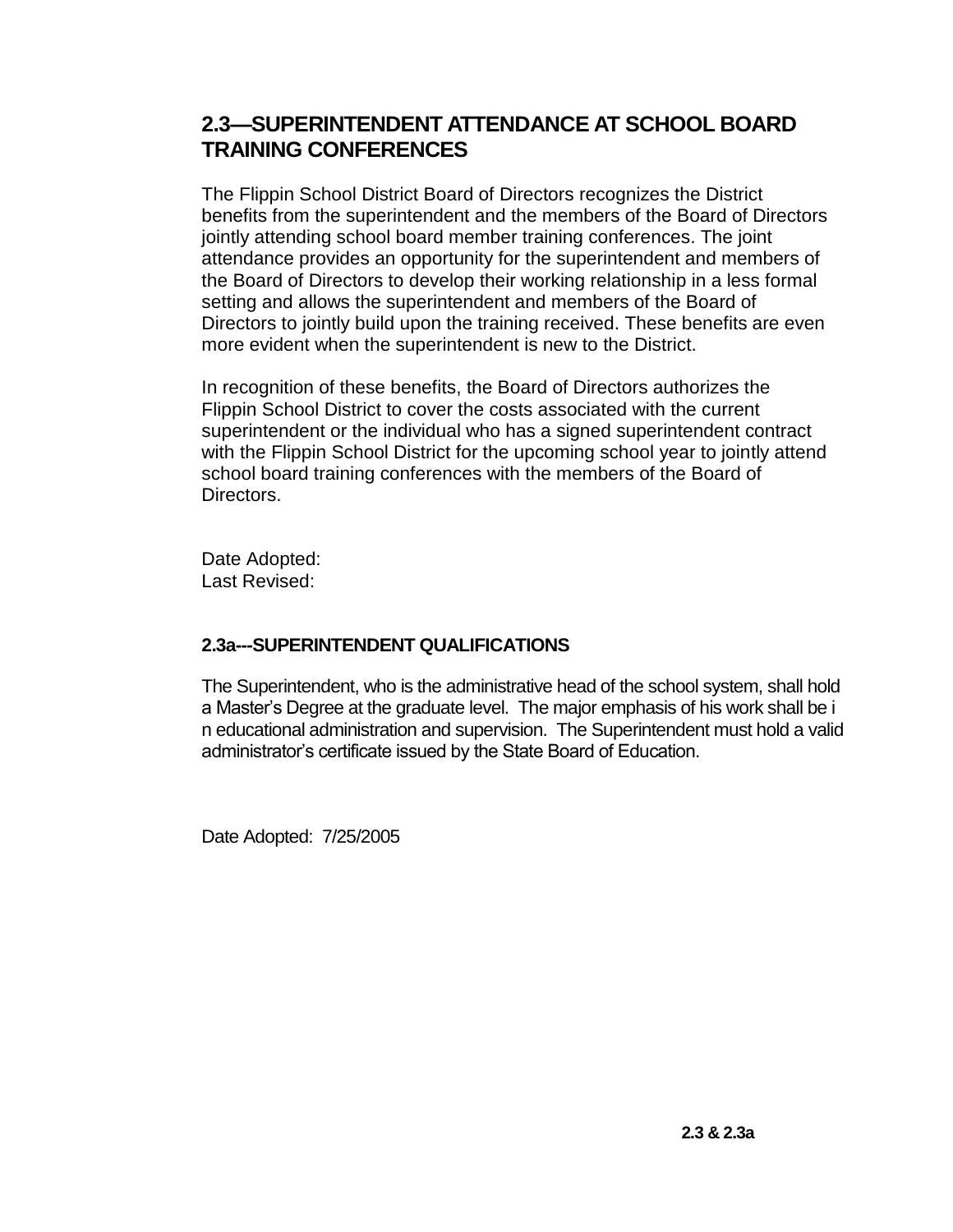## 2.3—SUPERINTENDENT ATTENDANCE AT SCHOOL BOARD TRAINING CONFERENCES

The Flippin School District Board of Directors recognizes the District benefits from the superintendent and the members of the Board of Directors jointly attending school board member training conferences. The joint attendance provides an opportunity for the superintendent and members of the Board of Directors to develop their working relationship in a less formal setting and allows the superintendent and members of the Board of Directors to jointly build upon the training received. These benefits are even more evident when the superintendent is new to the District.

In recognition of these benefits, the Board of Directors authorizes the Flippin School District to cover the costs associated with the current superintendent or the individual who has a signed superintendent contract with the Flippin School District for the upcoming school year to jointly attend school board training conferences with the members of the Board of Directors.

Date Adopted:
Last Revised:

### 2.3a---SUPERINTENDENT QUALIFICATIONS

The Superintendent, who is the administrative head of the school system, shall hold a Master's Degree at the graduate level. The major emphasis of his work shall be in educational administration and supervision. The Superintendent must hold a valid administrator's certificate issued by the State Board of Education.

Date Adopted: 7/25/2005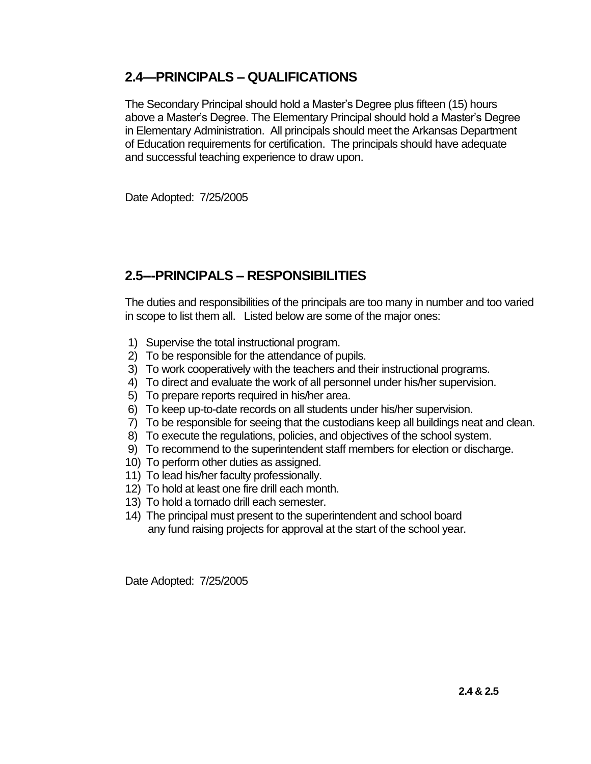## 2.4—PRINCIPALS – QUALIFICATIONS

The Secondary Principal should hold a Master's Degree plus fifteen (15) hours above a Master's Degree. The Elementary Principal should hold a Master's Degree in Elementary Administration. All principals should meet the Arkansas Department of Education requirements for certification. The principals should have adequate and successful teaching experience to draw upon.

Date Adopted: 7/25/2005

## 2.5---PRINCIPALS – RESPONSIBILITIES

The duties and responsibilities of the principals are too many in number and too varied in scope to list them all. Listed below are some of the major ones:

1) Supervise the total instructional program.
2) To be responsible for the attendance of pupils.
3) To work cooperatively with the teachers and their instructional programs.
4) To direct and evaluate the work of all personnel under his/her supervision.
5) To prepare reports required in his/her area.
6) To keep up-to-date records on all students under his/her supervision.
7) To be responsible for seeing that the custodians keep all buildings neat and clean.
8) To execute the regulations, policies, and objectives of the school system.
9) To recommend to the superintendent staff members for election or discharge.
10) To perform other duties as assigned.
11) To lead his/her faculty professionally.
12) To hold at least one fire drill each month.
13) To hold a tornado drill each semester.
14) The principal must present to the superintendent and school board any fund raising projects for approval at the start of the school year.

Date Adopted: 7/25/2005